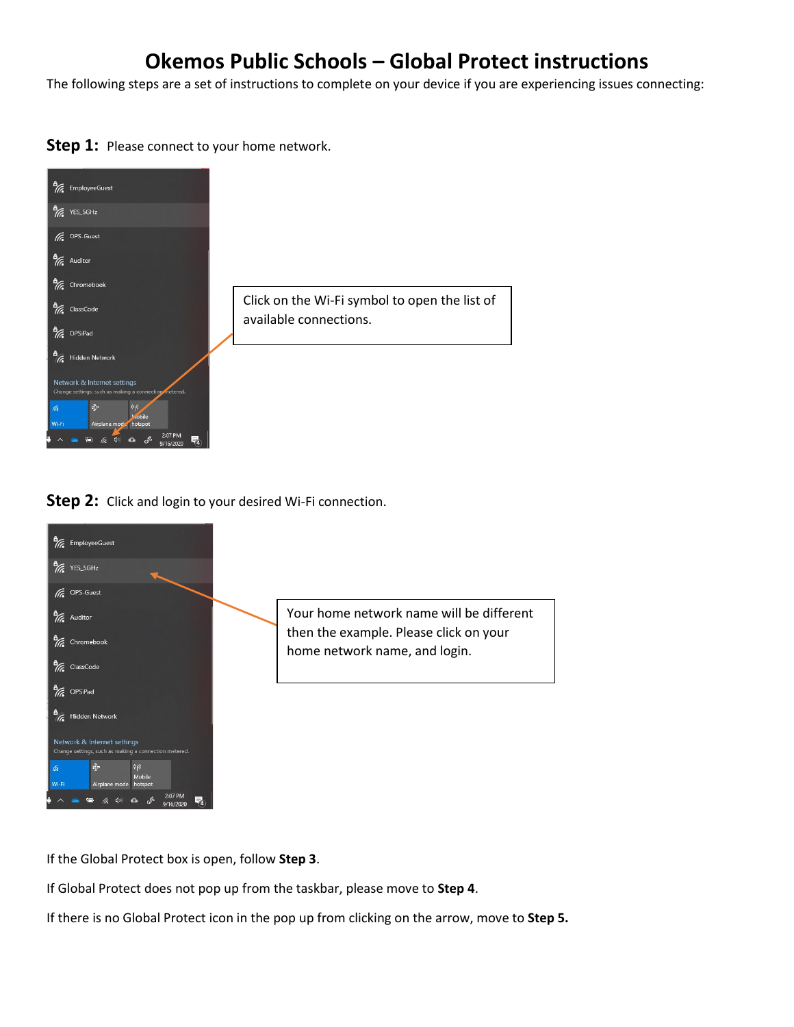# Okemos Public Schools – Global Protect instructions

The following steps are a set of instructions to complete on your device if you are experiencing issues connecting:

**Step 1:** Please connect to your home network.

Click on the Wi-Fi symbol to open the list of available connections.

**Step 2:** Click and login to your desired Wi-Fi connection.

Your home network name will be different then the example. Please click on your home network name, and login.

If the Global Protect box is open, follow **Step 3**.

If Global Protect does not pop up from the taskbar, please move to **Step 4**.

If there is no Global Protect icon in the pop up from clicking on the arrow, move to **Step 5.**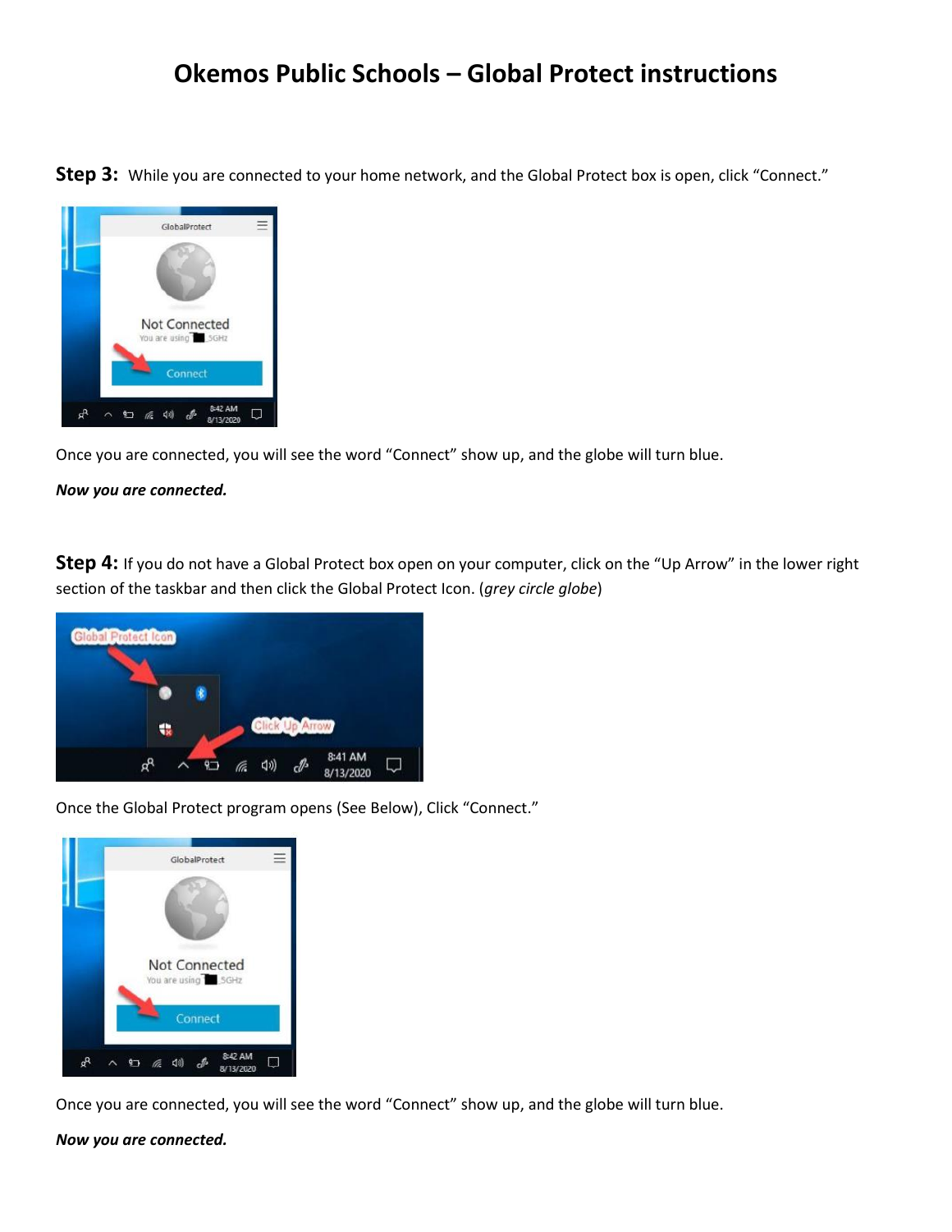# Okemos Public Schools – Global Protect instructions

**Step 3:** While you are connected to your home network, and the Global Protect box is open, click "Connect."

Once you are connected, you will see the word "Connect" show up, and the globe will turn blue.

***Now you are connected.***

**Step 4:** If you do not have a Global Protect box open on your computer, click on the "Up Arrow" in the lower right section of the taskbar and then click the Global Protect Icon. (*grey circle globe*)

Once the Global Protect program opens (See Below), Click "Connect."

Once you are connected, you will see the word "Connect" show up, and the globe will turn blue.

***Now you are connected.***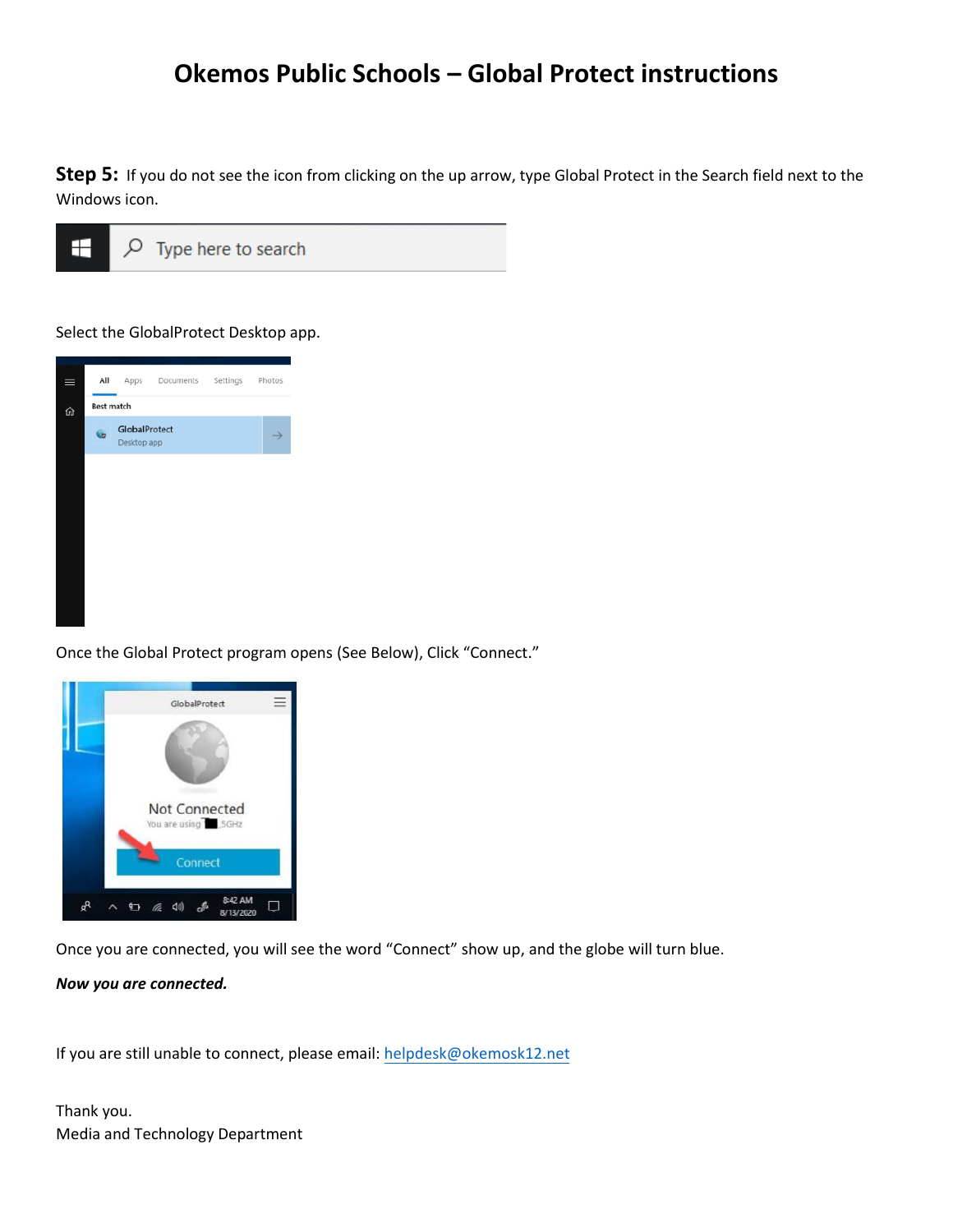# Okemos Public Schools – Global Protect instructions

**Step 5:** If you do not see the icon from clicking on the up arrow, type Global Protect in the Search field next to the Windows icon.

Select the GlobalProtect Desktop app.

Once the Global Protect program opens (See Below), Click "Connect."

Once you are connected, you will see the word "Connect" show up, and the globe will turn blue.

***Now you are connected.***

If you are still unable to connect, please email: helpdesk@okemosk12.net

Thank you.
Media and Technology Department